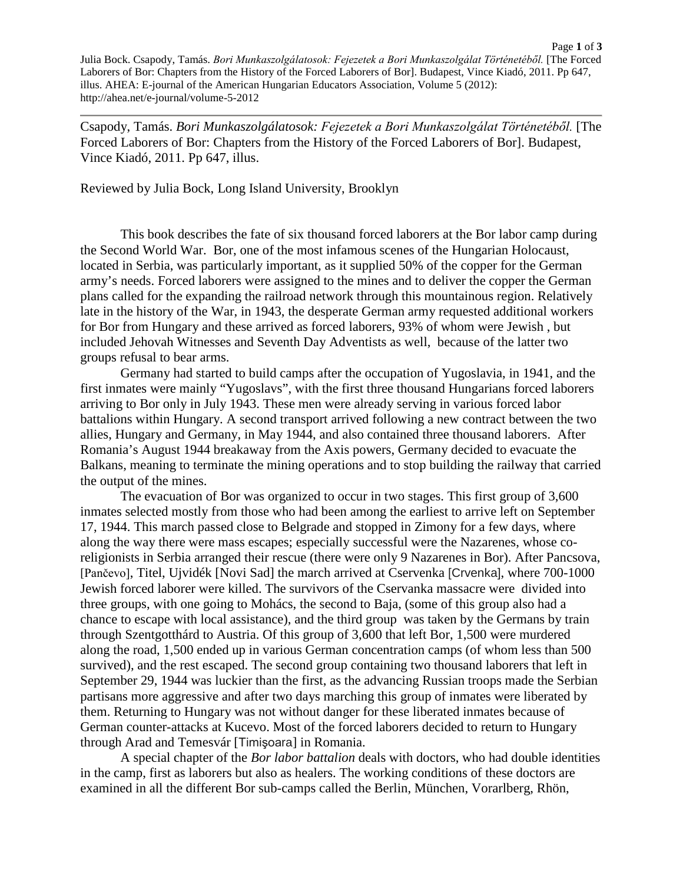Csapody, Tamás. *Bori Munkaszolgálatosok: Fejezetek a Bori Munkaszolgálat Történetéből.* [The Forced Laborers of Bor: Chapters from the History of the Forced Laborers of Bor]. Budapest, Vince Kiadó, 2011. Pp 647, illus.

Reviewed by Julia Bock, Long Island University, Brooklyn

This book describes the fate of six thousand forced laborers at the Bor labor camp during the Second World War. Bor, one of the most infamous scenes of the Hungarian Holocaust, located in Serbia, was particularly important, as it supplied 50% of the copper for the German army's needs. Forced laborers were assigned to the mines and to deliver the copper the German plans called for the expanding the railroad network through this mountainous region. Relatively late in the history of the War, in 1943, the desperate German army requested additional workers for Bor from Hungary and these arrived as forced laborers, 93% of whom were Jewish , but included Jehovah Witnesses and Seventh Day Adventists as well, because of the latter two groups refusal to bear arms.

Germany had started to build camps after the occupation of Yugoslavia, in 1941, and the first inmates were mainly "Yugoslavs", with the first three thousand Hungarians forced laborers arriving to Bor only in July 1943. These men were already serving in various forced labor battalions within Hungary. A second transport arrived following a new contract between the two allies, Hungary and Germany, in May 1944, and also contained three thousand laborers. After Romania's August 1944 breakaway from the Axis powers, Germany decided to evacuate the Balkans, meaning to terminate the mining operations and to stop building the railway that carried the output of the mines.

The evacuation of Bor was organized to occur in two stages. This first group of 3,600 inmates selected mostly from those who had been among the earliest to arrive left on September 17, 1944. This march passed close to Belgrade and stopped in Zimony for a few days, where along the way there were mass escapes; especially successful were the Nazarenes, whose co-religionists in Serbia arranged their rescue (there were only 9 Nazarenes in Bor). After Pancsova, [Pančevo], Titel, Ujvidék [Novi Sad] the march arrived at Cservenka [Crvenka], where 700-1000 Jewish forced laborer were killed. The survivors of the Cservanka massacre were divided into three groups, with one going to Mohács, the second to Baja, (some of this group also had a chance to escape with local assistance), and the third group was taken by the Germans by train through Szentgotthárd to Austria. Of this group of 3,600 that left Bor, 1,500 were murdered along the road, 1,500 ended up in various German concentration camps (of whom less than 500 survived), and the rest escaped. The second group containing two thousand laborers that left in September 29, 1944 was luckier than the first, as the advancing Russian troops made the Serbian partisans more aggressive and after two days marching this group of inmates were liberated by them. Returning to Hungary was not without danger for these liberated inmates because of German counter-attacks at Kucevo. Most of the forced laborers decided to return to Hungary through Arad and Temesvár [Timişoara] in Romania.

A special chapter of the *Bor labor battalion* deals with doctors, who had double identities in the camp, first as laborers but also as healers. The working conditions of these doctors are examined in all the different Bor sub-camps called the Berlin, München, Vorarlberg, Rhön,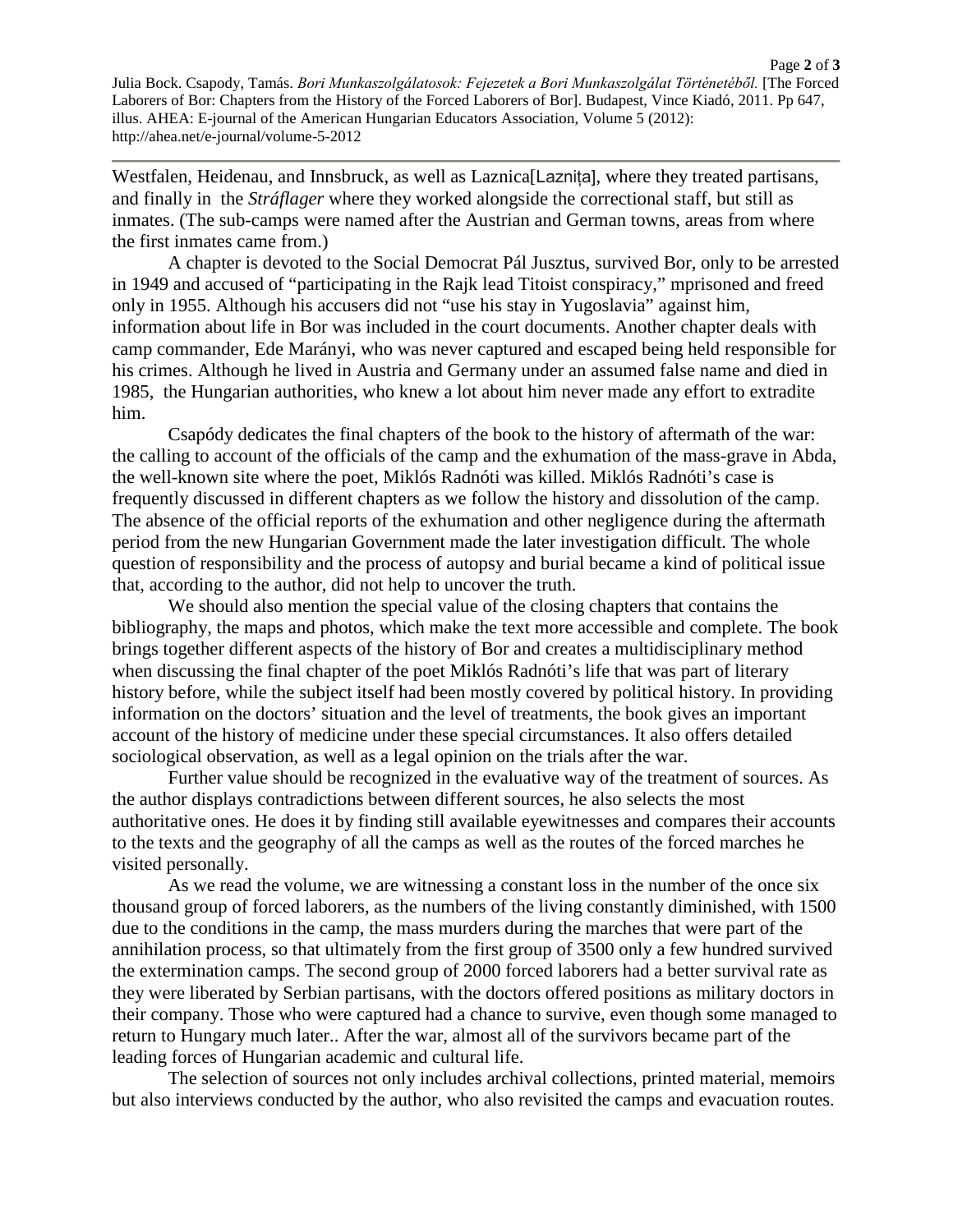Westfalen, Heidenau, and Innsbruck, as well as Laznica[Laznița], where they treated partisans, and finally in the *Stráflager* where they worked alongside the correctional staff, but still as inmates. (The sub-camps were named after the Austrian and German towns, areas from where the first inmates came from.)

A chapter is devoted to the Social Democrat Pál Jusztus, survived Bor, only to be arrested in 1949 and accused of "participating in the Rajk lead Titoist conspiracy," mprisoned and freed only in 1955. Although his accusers did not "use his stay in Yugoslavia" against him, information about life in Bor was included in the court documents. Another chapter deals with camp commander, Ede Marányi, who was never captured and escaped being held responsible for his crimes. Although he lived in Austria and Germany under an assumed false name and died in 1985, the Hungarian authorities, who knew a lot about him never made any effort to extradite him.

Csapódy dedicates the final chapters of the book to the history of aftermath of the war: the calling to account of the officials of the camp and the exhumation of the mass-grave in Abda, the well-known site where the poet, Miklós Radnóti was killed. Miklós Radnóti's case is frequently discussed in different chapters as we follow the history and dissolution of the camp. The absence of the official reports of the exhumation and other negligence during the aftermath period from the new Hungarian Government made the later investigation difficult. The whole question of responsibility and the process of autopsy and burial became a kind of political issue that, according to the author, did not help to uncover the truth.

We should also mention the special value of the closing chapters that contains the bibliography, the maps and photos, which make the text more accessible and complete. The book brings together different aspects of the history of Bor and creates a multidisciplinary method when discussing the final chapter of the poet Miklós Radnóti's life that was part of literary history before, while the subject itself had been mostly covered by political history. In providing information on the doctors' situation and the level of treatments, the book gives an important account of the history of medicine under these special circumstances. It also offers detailed sociological observation, as well as a legal opinion on the trials after the war.

Further value should be recognized in the evaluative way of the treatment of sources. As the author displays contradictions between different sources, he also selects the most authoritative ones. He does it by finding still available eyewitnesses and compares their accounts to the texts and the geography of all the camps as well as the routes of the forced marches he visited personally.

As we read the volume, we are witnessing a constant loss in the number of the once six thousand group of forced laborers, as the numbers of the living constantly diminished, with 1500 due to the conditions in the camp, the mass murders during the marches that were part of the annihilation process, so that ultimately from the first group of 3500 only a few hundred survived the extermination camps. The second group of 2000 forced laborers had a better survival rate as they were liberated by Serbian partisans, with the doctors offered positions as military doctors in their company. Those who were captured had a chance to survive, even though some managed to return to Hungary much later.. After the war, almost all of the survivors became part of the leading forces of Hungarian academic and cultural life.

The selection of sources not only includes archival collections, printed material, memoirs but also interviews conducted by the author, who also revisited the camps and evacuation routes.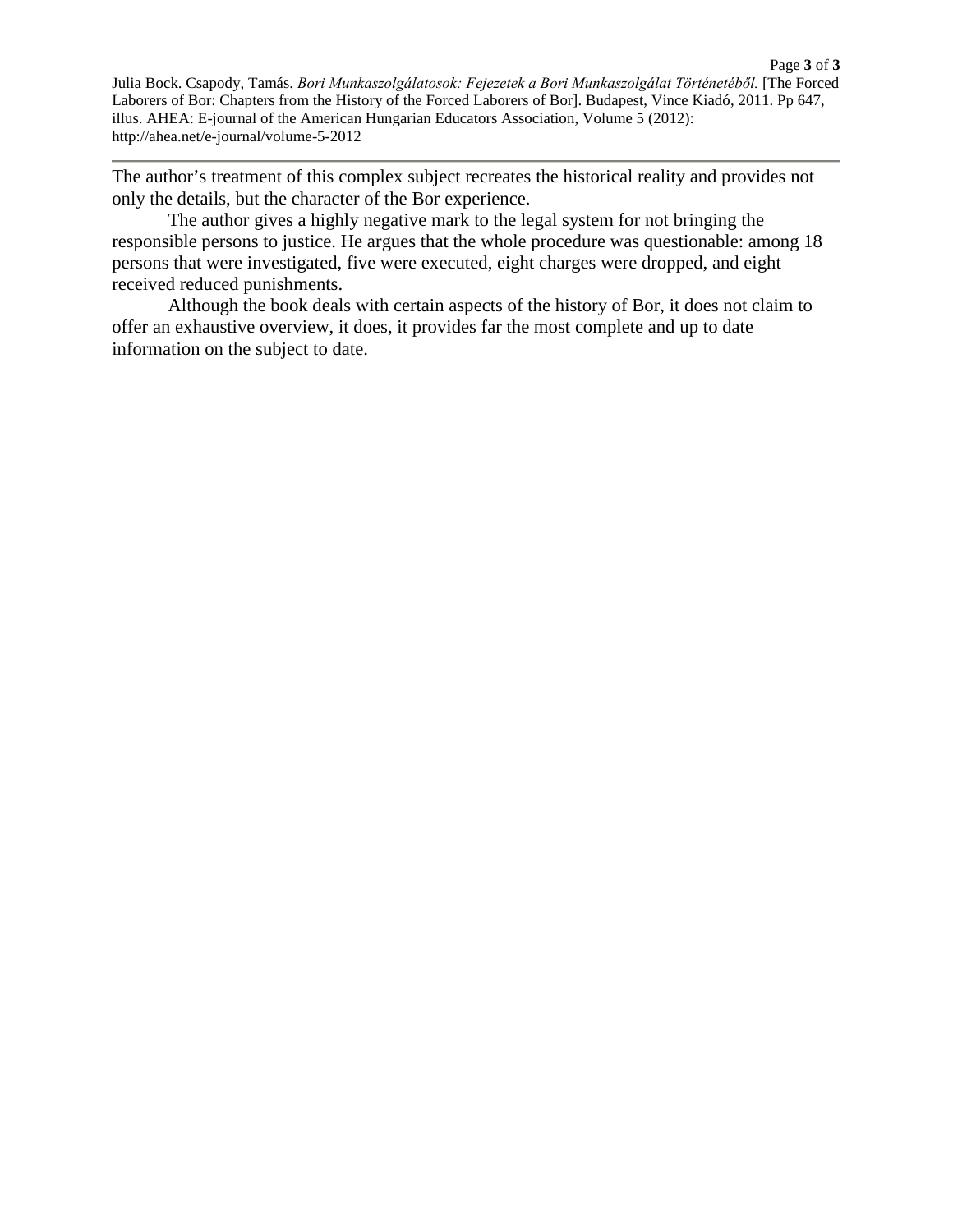The author’s treatment of this complex subject recreates the historical reality and provides not only the details, but the character of the Bor experience.

The author gives a highly negative mark to the legal system for not bringing the responsible persons to justice. He argues that the whole procedure was questionable: among 18 persons that were investigated, five were executed, eight charges were dropped, and eight received reduced punishments.

Although the book deals with certain aspects of the history of Bor, it does not claim to offer an exhaustive overview, it does, it provides far the most complete and up to date information on the subject to date.